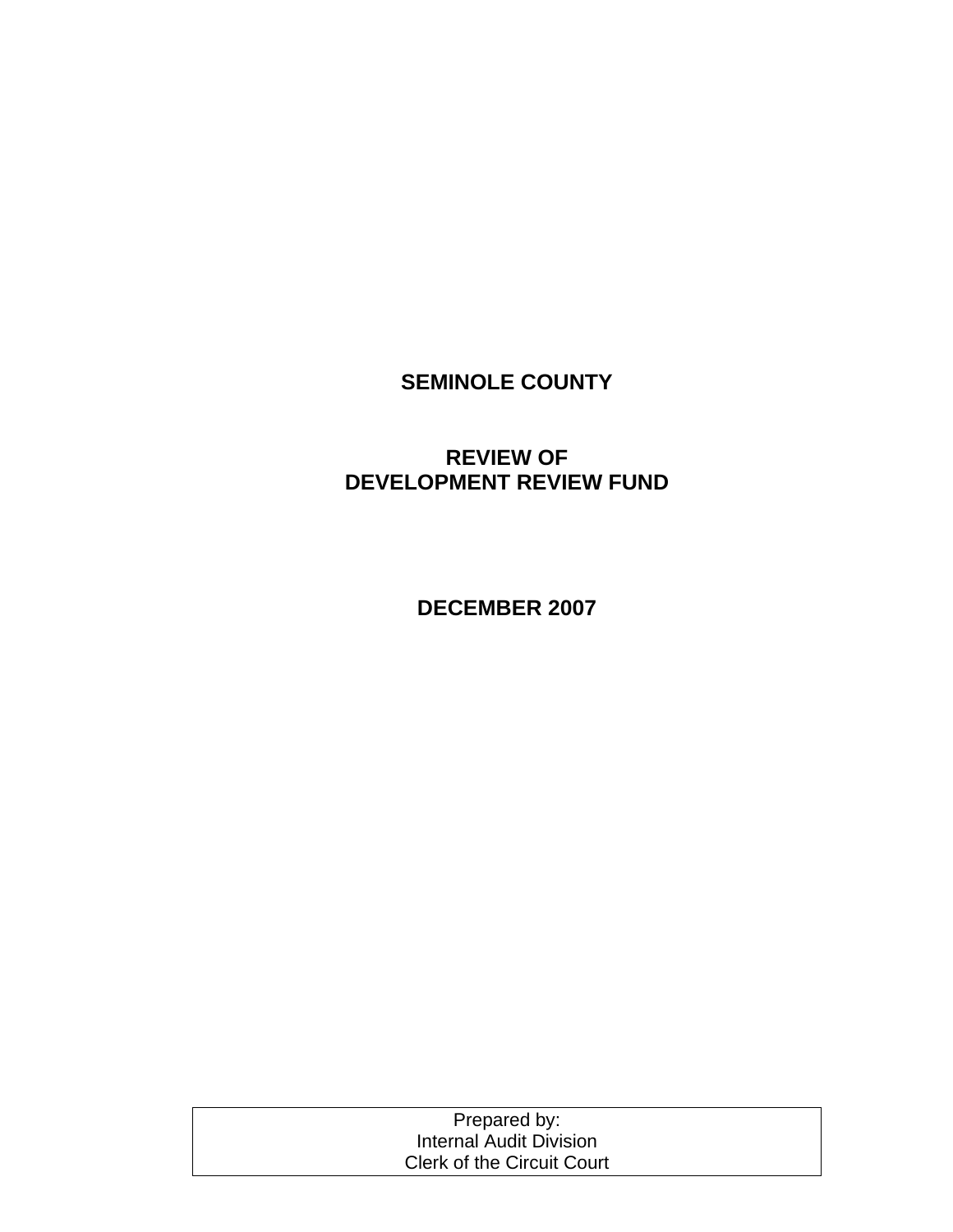# SEMINOLE COUNTY

## REVIEW OF
## DEVELOPMENT REVIEW FUND

## DECEMBER 2007

Prepared by:
Internal Audit Division
Clerk of the Circuit Court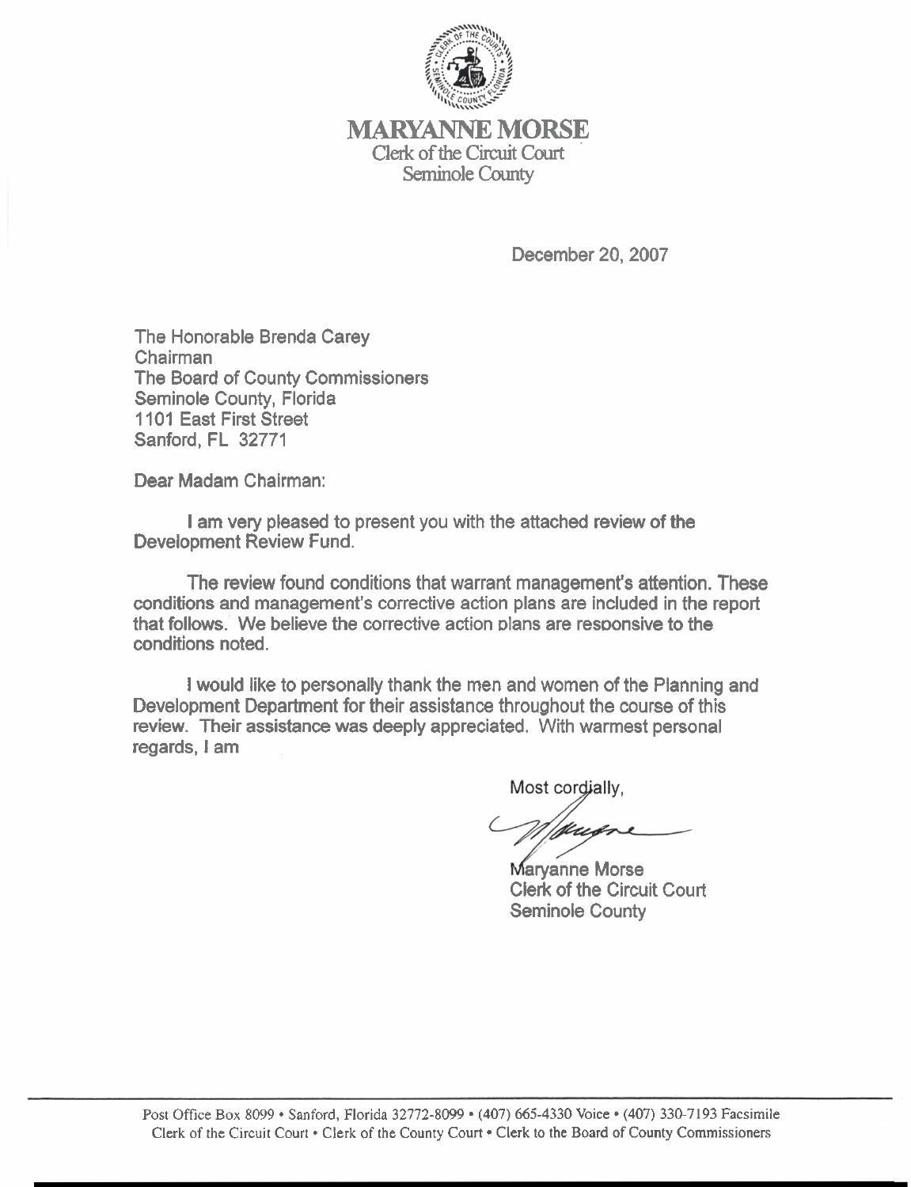# MARYANNE MORSE

Clerk of the Circuit Court
Seminole County

December 20, 2007

The Honorable Brenda Carey
Chairman
The Board of County Commissioners
Seminole County, Florida
1101 East First Street
Sanford, FL 32771

Dear Madam Chairman:

I am very pleased to present you with the attached review of the Development Review Fund.

The review found conditions that warrant management's attention. These conditions and management's corrective action plans are included in the report that follows. We believe the corrective action plans are responsive to the conditions noted.

I would like to personally thank the men and women of the Planning and Development Department for their assistance throughout the course of this review. Their assistance was deeply appreciated. With warmest personal regards, I am

Most cordially,

Maryanne Morse
Clerk of the Circuit Court
Seminole County

Post Office Box 8099 • Sanford, Florida 32772-8099 • (407) 665-4330 Voice • (407) 330-7193 Facsimile
Clerk of the Circuit Court • Clerk of the County Court • Clerk to the Board of County Commissioners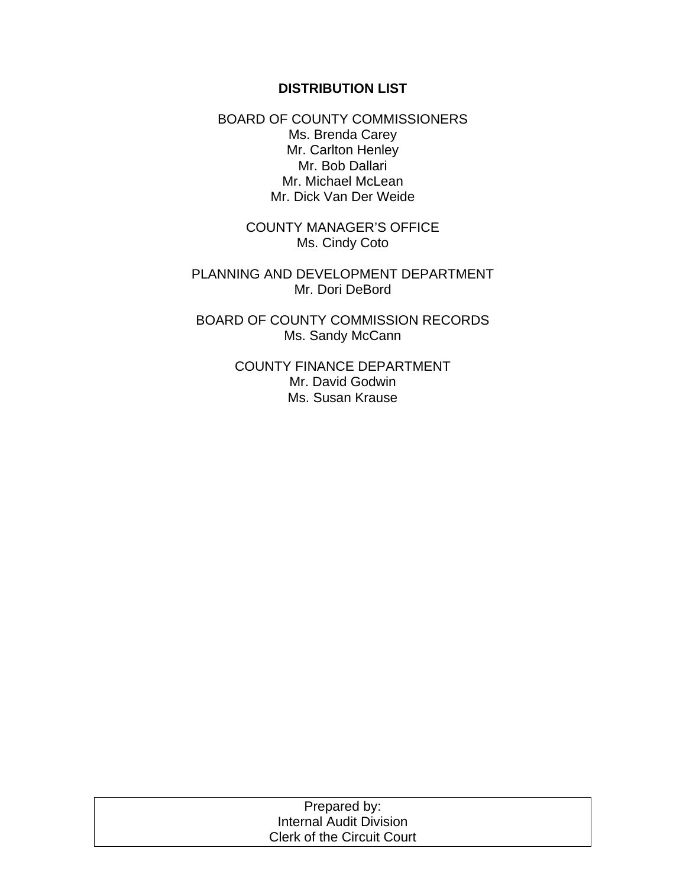**DISTRIBUTION LIST**

BOARD OF COUNTY COMMISSIONERS
Ms. Brenda Carey
Mr. Carlton Henley
Mr. Bob Dallari
Mr. Michael McLean
Mr. Dick Van Der Weide

COUNTY MANAGER'S OFFICE
Ms. Cindy Coto

PLANNING AND DEVELOPMENT DEPARTMENT
Mr. Dori DeBord

BOARD OF COUNTY COMMISSION RECORDS
Ms. Sandy McCann

COUNTY FINANCE DEPARTMENT
Mr. David Godwin
Ms. Susan Krause

Prepared by:
Internal Audit Division
Clerk of the Circuit Court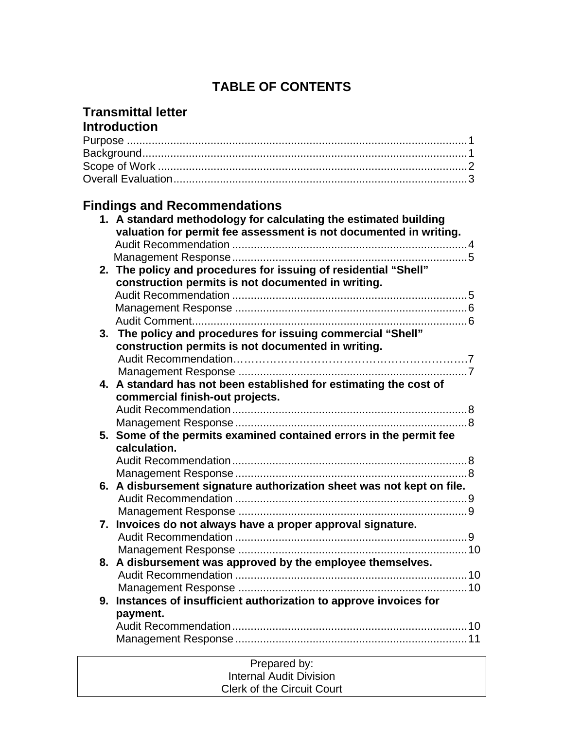# TABLE OF CONTENTS

## Transmittal letter

## Introduction

Purpose ..... 1
Background ..... 1
Scope of Work ..... 2
Overall Evaluation ..... 3

## Findings and Recommendations

1. **A standard methodology for calculating the estimated building valuation for permit fee assessment is not documented in writing.**
   Audit Recommendation ..... 4
   Management Response ..... 5
2. **The policy and procedures for issuing of residential "Shell" construction permits is not documented in writing.**
   Audit Recommendation ..... 5
   Management Response ..... 6
   Audit Comment ..... 6
3. **The policy and procedures for issuing commercial "Shell" construction permits is not documented in writing.**
   Audit Recommendation ..... 7
   Management Response ..... 7
4. **A standard has not been established for estimating the cost of commercial finish-out projects.**
   Audit Recommendation ..... 8
   Management Response ..... 8
5. **Some of the permits examined contained errors in the permit fee calculation.**
   Audit Recommendation ..... 8
   Management Response ..... 8
6. **A disbursement signature authorization sheet was not kept on file.**
   Audit Recommendation ..... 9
   Management Response ..... 9
7. **Invoices do not always have a proper approval signature.**
   Audit Recommendation ..... 9
   Management Response ..... 10
8. **A disbursement was approved by the employee themselves.**
   Audit Recommendation ..... 10
   Management Response ..... 10
9. **Instances of insufficient authorization to approve invoices for payment.**
   Audit Recommendation ..... 10
   Management Response ..... 11

Prepared by:
Internal Audit Division
Clerk of the Circuit Court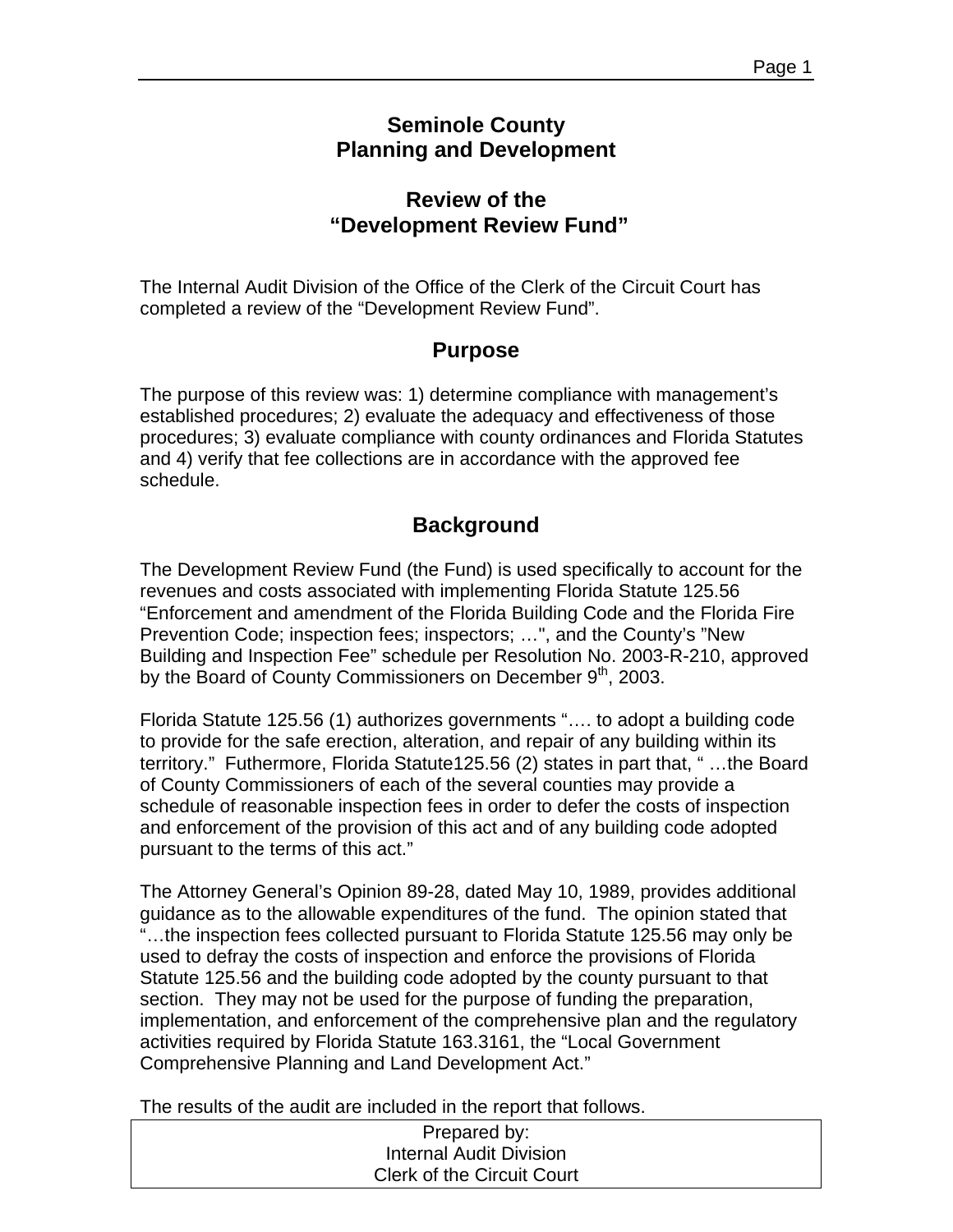# Seminole County
# Planning and Development

## Review of the
## "Development Review Fund"

The Internal Audit Division of the Office of the Clerk of the Circuit Court has completed a review of the "Development Review Fund".

## Purpose

The purpose of this review was: 1) determine compliance with management's established procedures; 2) evaluate the adequacy and effectiveness of those procedures; 3) evaluate compliance with county ordinances and Florida Statutes and 4) verify that fee collections are in accordance with the approved fee schedule.

## Background

The Development Review Fund (the Fund) is used specifically to account for the revenues and costs associated with implementing Florida Statute 125.56 "Enforcement and amendment of the Florida Building Code and the Florida Fire Prevention Code; inspection fees; inspectors; …", and the County's "New Building and Inspection Fee" schedule per Resolution No. 2003-R-210, approved by the Board of County Commissioners on December 9th, 2003.

Florida Statute 125.56 (1) authorizes governments "…. to adopt a building code to provide for the safe erection, alteration, and repair of any building within its territory." Futhermore, Florida Statute125.56 (2) states in part that, " …the Board of County Commissioners of each of the several counties may provide a schedule of reasonable inspection fees in order to defer the costs of inspection and enforcement of the provision of this act and of any building code adopted pursuant to the terms of this act."

The Attorney General's Opinion 89-28, dated May 10, 1989, provides additional guidance as to the allowable expenditures of the fund. The opinion stated that "…the inspection fees collected pursuant to Florida Statute 125.56 may only be used to defray the costs of inspection and enforce the provisions of Florida Statute 125.56 and the building code adopted by the county pursuant to that section. They may not be used for the purpose of funding the preparation, implementation, and enforcement of the comprehensive plan and the regulatory activities required by Florida Statute 163.3161, the "Local Government Comprehensive Planning and Land Development Act."

The results of the audit are included in the report that follows.

Prepared by:
Internal Audit Division
Clerk of the Circuit Court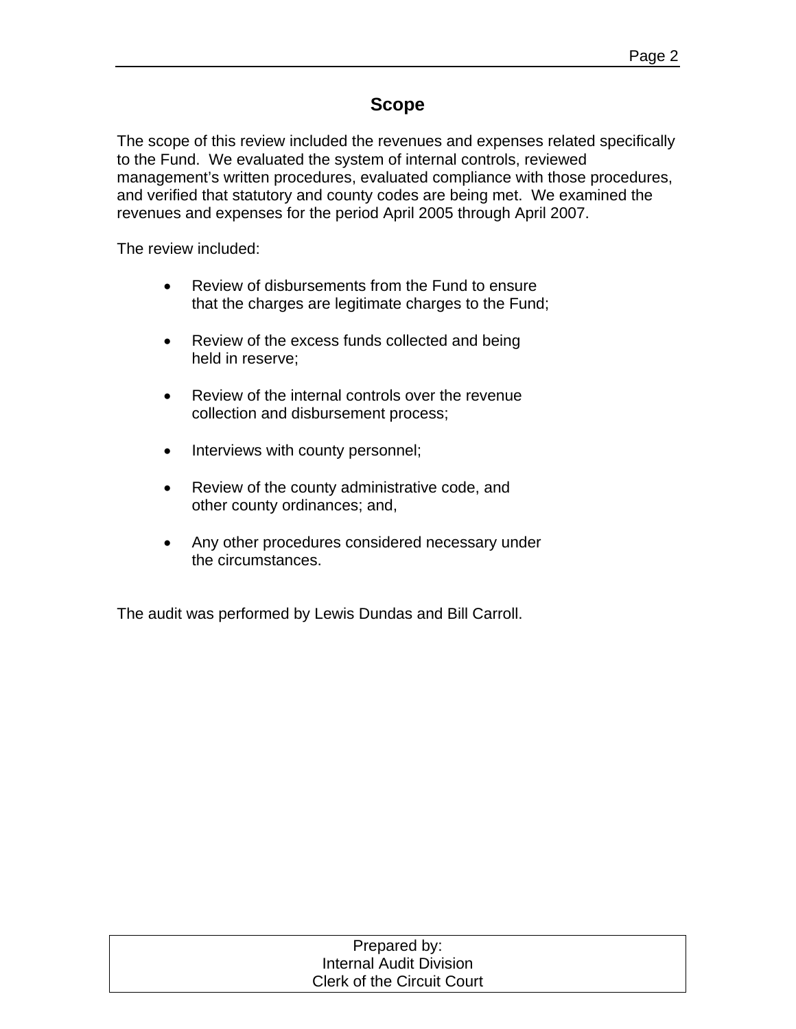## Scope

The scope of this review included the revenues and expenses related specifically to the Fund. We evaluated the system of internal controls, reviewed management's written procedures, evaluated compliance with those procedures, and verified that statutory and county codes are being met. We examined the revenues and expenses for the period April 2005 through April 2007.

The review included:

- Review of disbursements from the Fund to ensure that the charges are legitimate charges to the Fund;
- Review of the excess funds collected and being held in reserve;
- Review of the internal controls over the revenue collection and disbursement process;
- Interviews with county personnel;
- Review of the county administrative code, and other county ordinances; and,
- Any other procedures considered necessary under the circumstances.

The audit was performed by Lewis Dundas and Bill Carroll.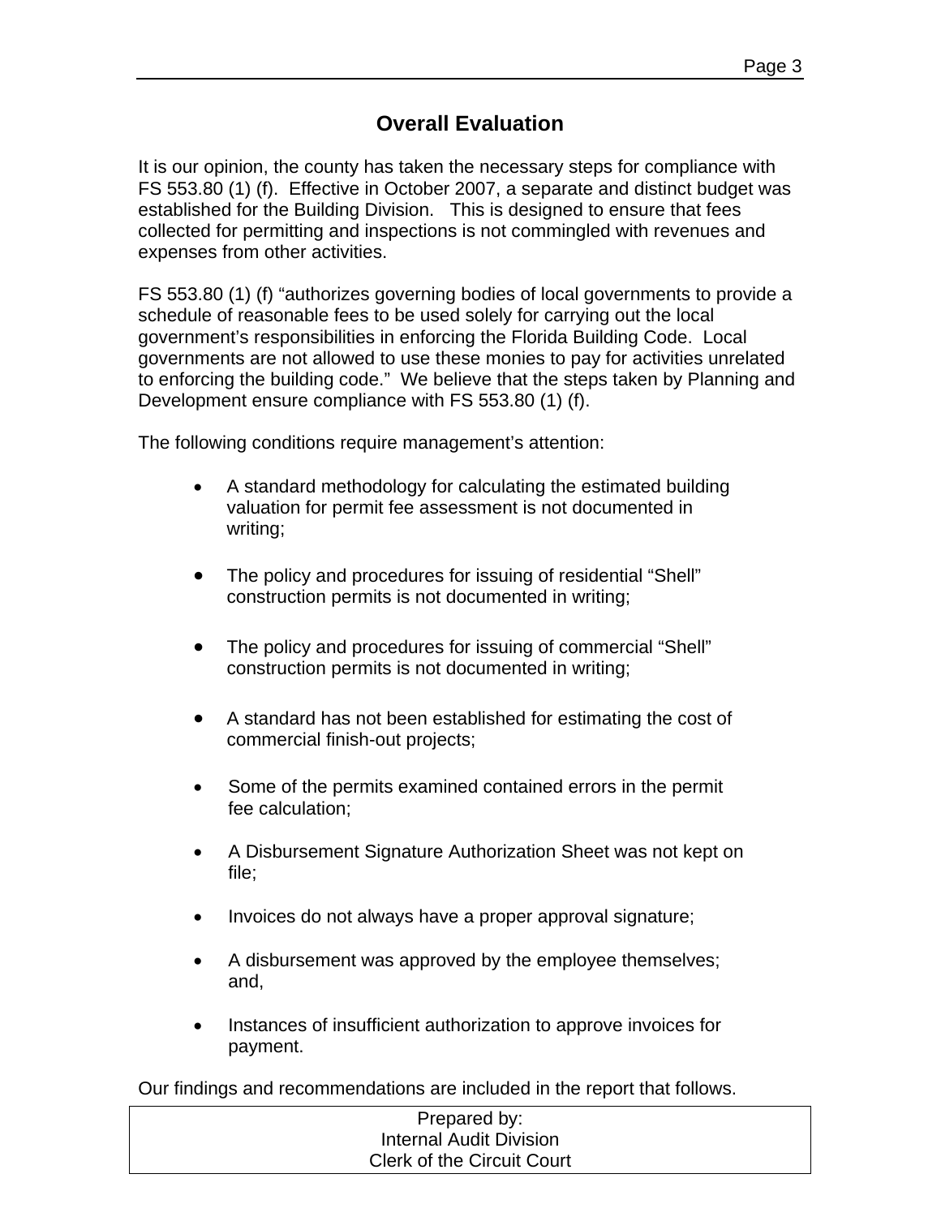## Overall Evaluation

It is our opinion, the county has taken the necessary steps for compliance with FS 553.80 (1) (f). Effective in October 2007, a separate and distinct budget was established for the Building Division. This is designed to ensure that fees collected for permitting and inspections is not commingled with revenues and expenses from other activities.

FS 553.80 (1) (f) "authorizes governing bodies of local governments to provide a schedule of reasonable fees to be used solely for carrying out the local government's responsibilities in enforcing the Florida Building Code. Local governments are not allowed to use these monies to pay for activities unrelated to enforcing the building code." We believe that the steps taken by Planning and Development ensure compliance with FS 553.80 (1) (f).

The following conditions require management's attention:

- A standard methodology for calculating the estimated building valuation for permit fee assessment is not documented in writing;
- The policy and procedures for issuing of residential "Shell" construction permits is not documented in writing;
- The policy and procedures for issuing of commercial "Shell" construction permits is not documented in writing;
- A standard has not been established for estimating the cost of commercial finish-out projects;
- Some of the permits examined contained errors in the permit fee calculation;
- A Disbursement Signature Authorization Sheet was not kept on file;
- Invoices do not always have a proper approval signature;
- A disbursement was approved by the employee themselves; and,
- Instances of insufficient authorization to approve invoices for payment.

Our findings and recommendations are included in the report that follows.

Prepared by:
Internal Audit Division
Clerk of the Circuit Court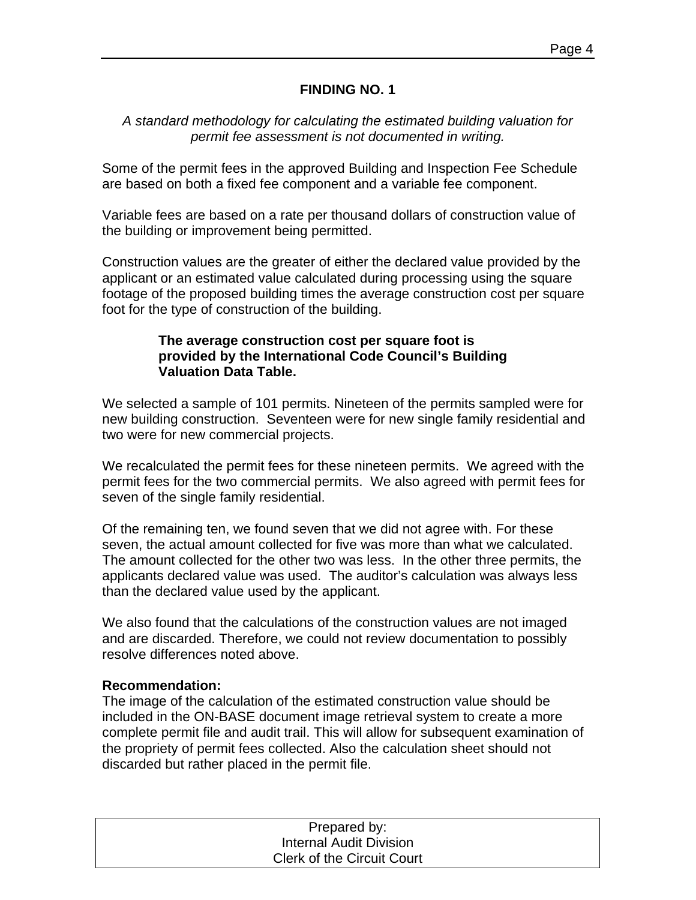## FINDING NO. 1

*A standard methodology for calculating the estimated building valuation for permit fee assessment is not documented in writing.*

Some of the permit fees in the approved Building and Inspection Fee Schedule are based on both a fixed fee component and a variable fee component.

Variable fees are based on a rate per thousand dollars of construction value of the building or improvement being permitted.

Construction values are the greater of either the declared value provided by the applicant or an estimated value calculated during processing using the square footage of the proposed building times the average construction cost per square foot for the type of construction of the building.

> **The average construction cost per square foot is provided by the International Code Council's Building Valuation Data Table.**

We selected a sample of 101 permits. Nineteen of the permits sampled were for new building construction. Seventeen were for new single family residential and two were for new commercial projects.

We recalculated the permit fees for these nineteen permits. We agreed with the permit fees for the two commercial permits. We also agreed with permit fees for seven of the single family residential.

Of the remaining ten, we found seven that we did not agree with. For these seven, the actual amount collected for five was more than what we calculated. The amount collected for the other two was less. In the other three permits, the applicants declared value was used. The auditor's calculation was always less than the declared value used by the applicant.

We also found that the calculations of the construction values are not imaged and are discarded. Therefore, we could not review documentation to possibly resolve differences noted above.

**Recommendation:**
The image of the calculation of the estimated construction value should be included in the ON-BASE document image retrieval system to create a more complete permit file and audit trail. This will allow for subsequent examination of the propriety of permit fees collected. Also the calculation sheet should not discarded but rather placed in the permit file.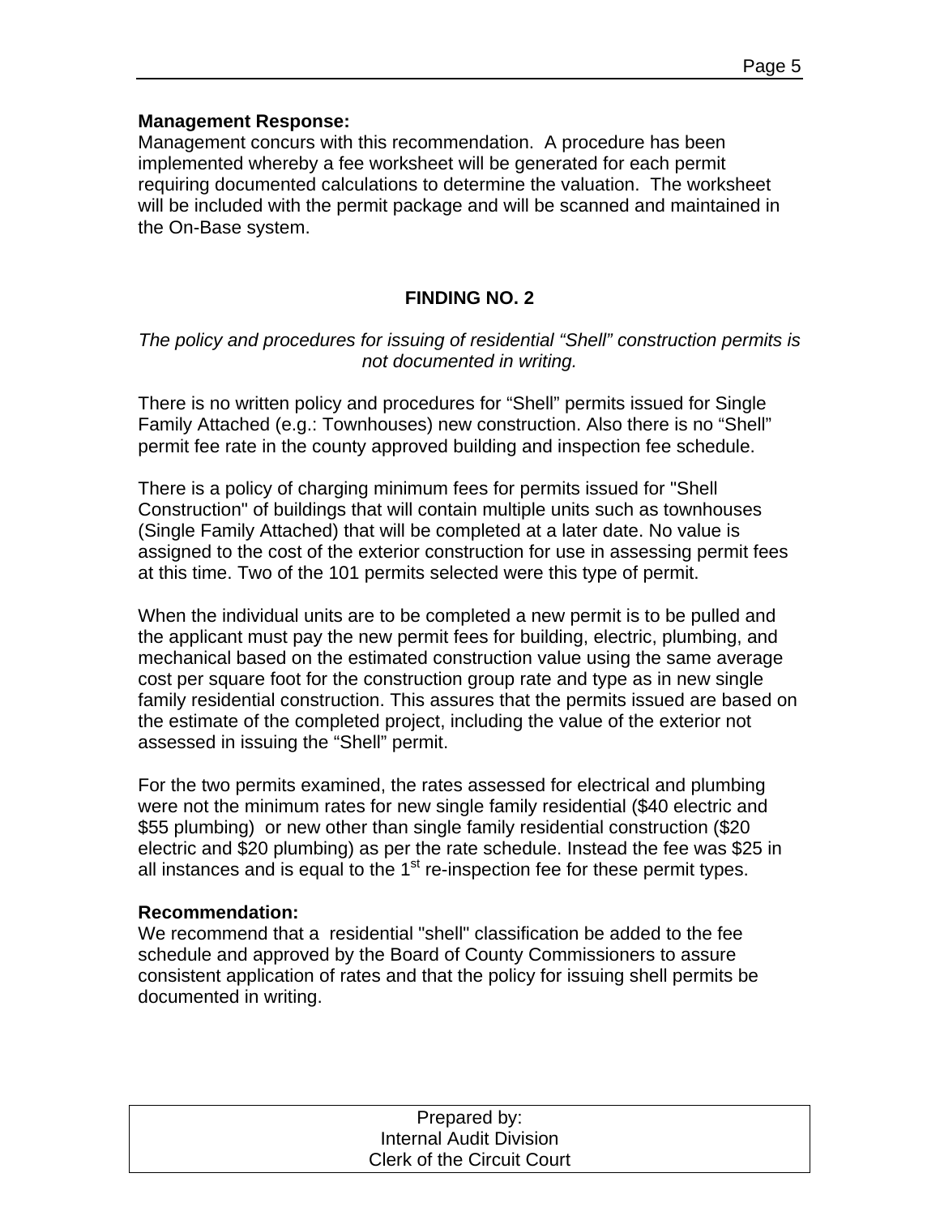**Management Response:**
Management concurs with this recommendation. A procedure has been implemented whereby a fee worksheet will be generated for each permit requiring documented calculations to determine the valuation. The worksheet will be included with the permit package and will be scanned and maintained in the On-Base system.

## FINDING NO. 2

*The policy and procedures for issuing of residential "Shell" construction permits is not documented in writing.*

There is no written policy and procedures for "Shell" permits issued for Single Family Attached (e.g.: Townhouses) new construction. Also there is no "Shell" permit fee rate in the county approved building and inspection fee schedule.

There is a policy of charging minimum fees for permits issued for "Shell Construction" of buildings that will contain multiple units such as townhouses (Single Family Attached) that will be completed at a later date. No value is assigned to the cost of the exterior construction for use in assessing permit fees at this time. Two of the 101 permits selected were this type of permit.

When the individual units are to be completed a new permit is to be pulled and the applicant must pay the new permit fees for building, electric, plumbing, and mechanical based on the estimated construction value using the same average cost per square foot for the construction group rate and type as in new single family residential construction. This assures that the permits issued are based on the estimate of the completed project, including the value of the exterior not assessed in issuing the "Shell" permit.

For the two permits examined, the rates assessed for electrical and plumbing were not the minimum rates for new single family residential ($40 electric and $55 plumbing) or new other than single family residential construction ($20 electric and $20 plumbing) as per the rate schedule. Instead the fee was $25 in all instances and is equal to the 1st re-inspection fee for these permit types.

**Recommendation:**
We recommend that a residential "shell" classification be added to the fee schedule and approved by the Board of County Commissioners to assure consistent application of rates and that the policy for issuing shell permits be documented in writing.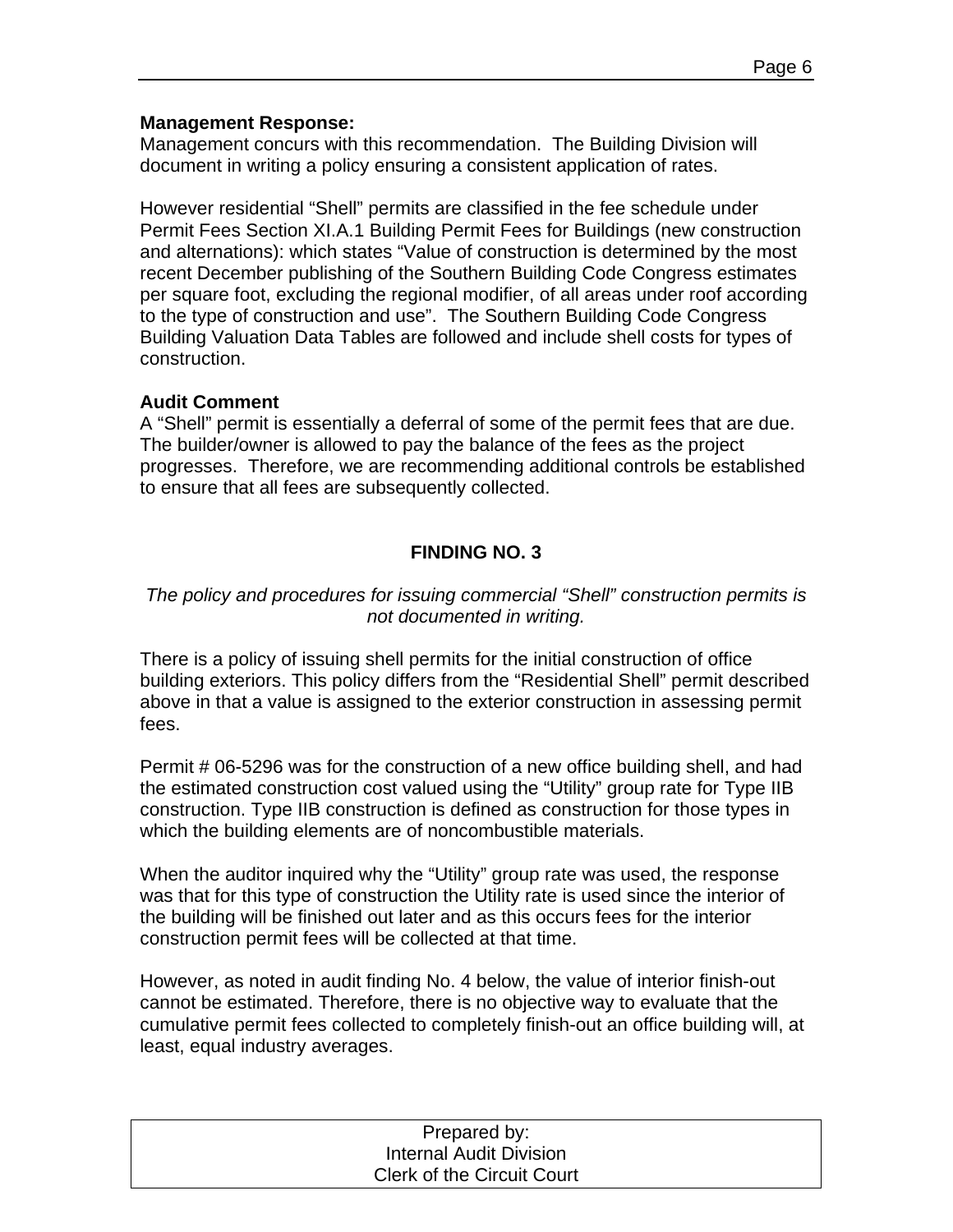**Management Response:**
Management concurs with this recommendation. The Building Division will document in writing a policy ensuring a consistent application of rates.

However residential "Shell" permits are classified in the fee schedule under Permit Fees Section XI.A.1 Building Permit Fees for Buildings (new construction and alternations): which states "Value of construction is determined by the most recent December publishing of the Southern Building Code Congress estimates per square foot, excluding the regional modifier, of all areas under roof according to the type of construction and use". The Southern Building Code Congress Building Valuation Data Tables are followed and include shell costs for types of construction.

**Audit Comment**
A "Shell" permit is essentially a deferral of some of the permit fees that are due. The builder/owner is allowed to pay the balance of the fees as the project progresses. Therefore, we are recommending additional controls be established to ensure that all fees are subsequently collected.

## FINDING NO. 3

*The policy and procedures for issuing commercial "Shell" construction permits is not documented in writing.*

There is a policy of issuing shell permits for the initial construction of office building exteriors. This policy differs from the "Residential Shell" permit described above in that a value is assigned to the exterior construction in assessing permit fees.

Permit # 06-5296 was for the construction of a new office building shell, and had the estimated construction cost valued using the "Utility" group rate for Type IIB construction. Type IIB construction is defined as construction for those types in which the building elements are of noncombustible materials.

When the auditor inquired why the "Utility" group rate was used, the response was that for this type of construction the Utility rate is used since the interior of the building will be finished out later and as this occurs fees for the interior construction permit fees will be collected at that time.

However, as noted in audit finding No. 4 below, the value of interior finish-out cannot be estimated. Therefore, there is no objective way to evaluate that the cumulative permit fees collected to completely finish-out an office building will, at least, equal industry averages.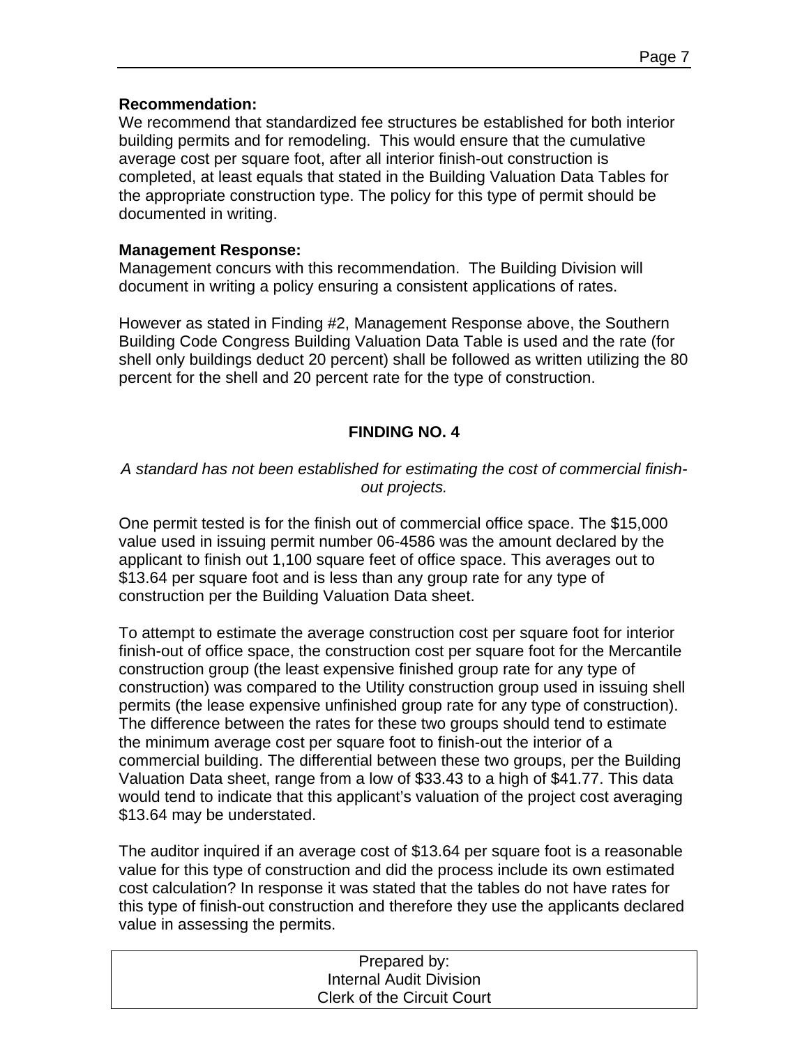**Recommendation:**
We recommend that standardized fee structures be established for both interior building permits and for remodeling. This would ensure that the cumulative average cost per square foot, after all interior finish-out construction is completed, at least equals that stated in the Building Valuation Data Tables for the appropriate construction type. The policy for this type of permit should be documented in writing.

**Management Response:**
Management concurs with this recommendation. The Building Division will document in writing a policy ensuring a consistent applications of rates.

However as stated in Finding #2, Management Response above, the Southern Building Code Congress Building Valuation Data Table is used and the rate (for shell only buildings deduct 20 percent) shall be followed as written utilizing the 80 percent for the shell and 20 percent rate for the type of construction.

## FINDING NO. 4

*A standard has not been established for estimating the cost of commercial finish-out projects.*

One permit tested is for the finish out of commercial office space. The $15,000 value used in issuing permit number 06-4586 was the amount declared by the applicant to finish out 1,100 square feet of office space. This averages out to $13.64 per square foot and is less than any group rate for any type of construction per the Building Valuation Data sheet.

To attempt to estimate the average construction cost per square foot for interior finish-out of office space, the construction cost per square foot for the Mercantile construction group (the least expensive finished group rate for any type of construction) was compared to the Utility construction group used in issuing shell permits (the lease expensive unfinished group rate for any type of construction). The difference between the rates for these two groups should tend to estimate the minimum average cost per square foot to finish-out the interior of a commercial building. The differential between these two groups, per the Building Valuation Data sheet, range from a low of $33.43 to a high of $41.77. This data would tend to indicate that this applicant's valuation of the project cost averaging $13.64 may be understated.

The auditor inquired if an average cost of $13.64 per square foot is a reasonable value for this type of construction and did the process include its own estimated cost calculation? In response it was stated that the tables do not have rates for this type of finish-out construction and therefore they use the applicants declared value in assessing the permits.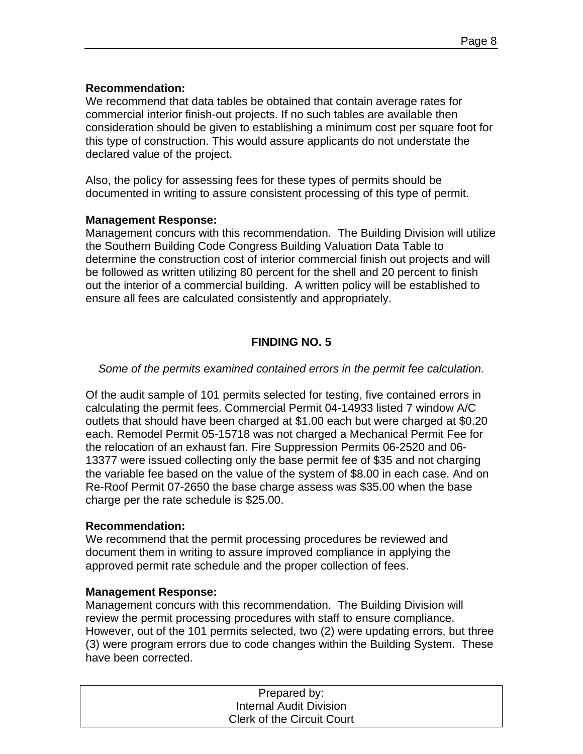**Recommendation:**
We recommend that data tables be obtained that contain average rates for commercial interior finish-out projects. If no such tables are available then consideration should be given to establishing a minimum cost per square foot for this type of construction. This would assure applicants do not understate the declared value of the project.

Also, the policy for assessing fees for these types of permits should be documented in writing to assure consistent processing of this type of permit.

**Management Response:**
Management concurs with this recommendation. The Building Division will utilize the Southern Building Code Congress Building Valuation Data Table to determine the construction cost of interior commercial finish out projects and will be followed as written utilizing 80 percent for the shell and 20 percent to finish out the interior of a commercial building. A written policy will be established to ensure all fees are calculated consistently and appropriately.

## FINDING NO. 5

*Some of the permits examined contained errors in the permit fee calculation.*

Of the audit sample of 101 permits selected for testing, five contained errors in calculating the permit fees. Commercial Permit 04-14933 listed 7 window A/C outlets that should have been charged at $1.00 each but were charged at $0.20 each. Remodel Permit 05-15718 was not charged a Mechanical Permit Fee for the relocation of an exhaust fan. Fire Suppression Permits 06-2520 and 06-13377 were issued collecting only the base permit fee of $35 and not charging the variable fee based on the value of the system of $8.00 in each case. And on Re-Roof Permit 07-2650 the base charge assess was $35.00 when the base charge per the rate schedule is $25.00.

**Recommendation:**
We recommend that the permit processing procedures be reviewed and document them in writing to assure improved compliance in applying the approved permit rate schedule and the proper collection of fees.

**Management Response:**
Management concurs with this recommendation. The Building Division will review the permit processing procedures with staff to ensure compliance. However, out of the 101 permits selected, two (2) were updating errors, but three (3) were program errors due to code changes within the Building System. These have been corrected.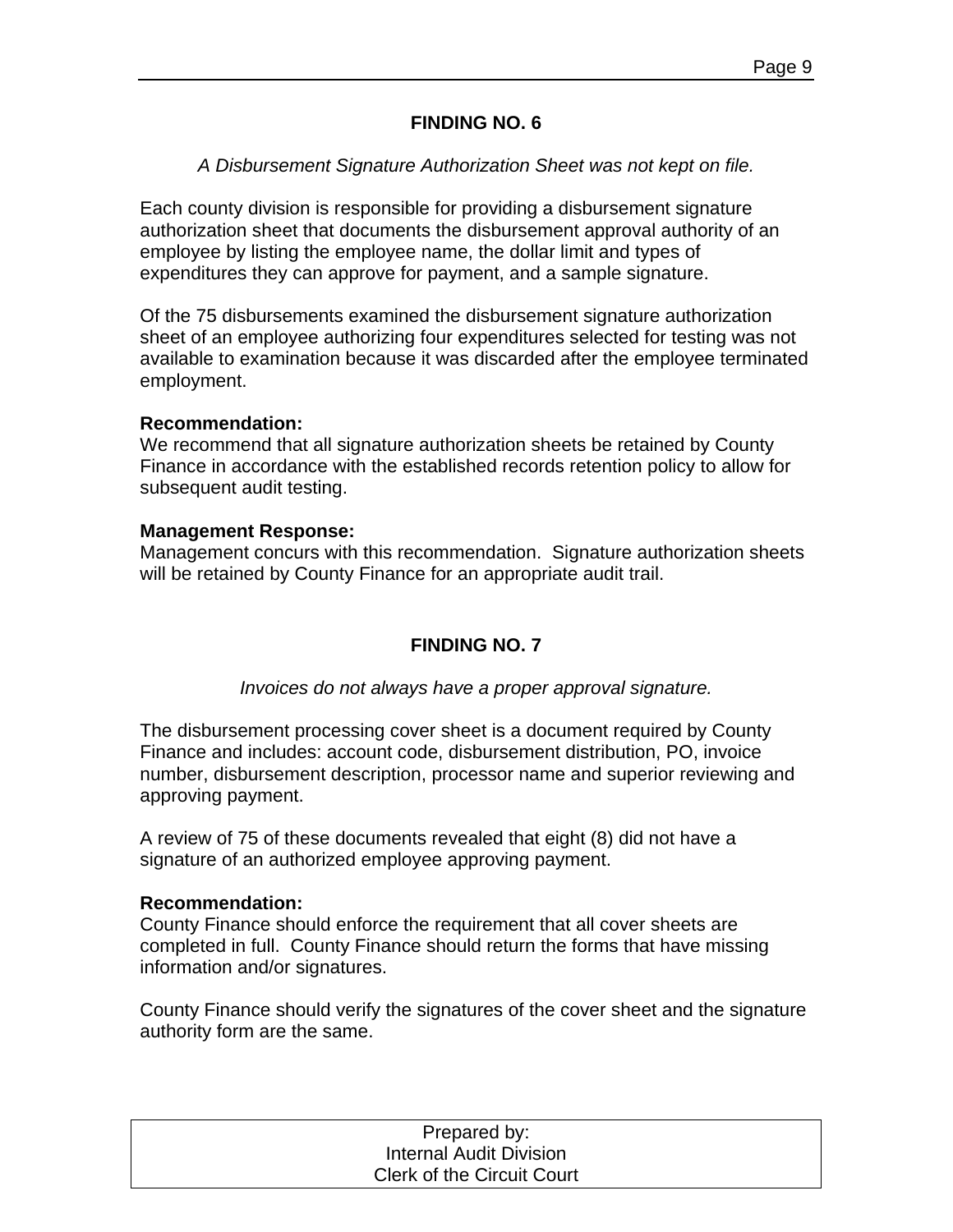## FINDING NO. 6

*A Disbursement Signature Authorization Sheet was not kept on file.*

Each county division is responsible for providing a disbursement signature authorization sheet that documents the disbursement approval authority of an employee by listing the employee name, the dollar limit and types of expenditures they can approve for payment, and a sample signature.

Of the 75 disbursements examined the disbursement signature authorization sheet of an employee authorizing four expenditures selected for testing was not available to examination because it was discarded after the employee terminated employment.

**Recommendation:**
We recommend that all signature authorization sheets be retained by County Finance in accordance with the established records retention policy to allow for subsequent audit testing.

**Management Response:**
Management concurs with this recommendation. Signature authorization sheets will be retained by County Finance for an appropriate audit trail.

## FINDING NO. 7

*Invoices do not always have a proper approval signature.*

The disbursement processing cover sheet is a document required by County Finance and includes: account code, disbursement distribution, PO, invoice number, disbursement description, processor name and superior reviewing and approving payment.

A review of 75 of these documents revealed that eight (8) did not have a signature of an authorized employee approving payment.

**Recommendation:**
County Finance should enforce the requirement that all cover sheets are completed in full. County Finance should return the forms that have missing information and/or signatures.

County Finance should verify the signatures of the cover sheet and the signature authority form are the same.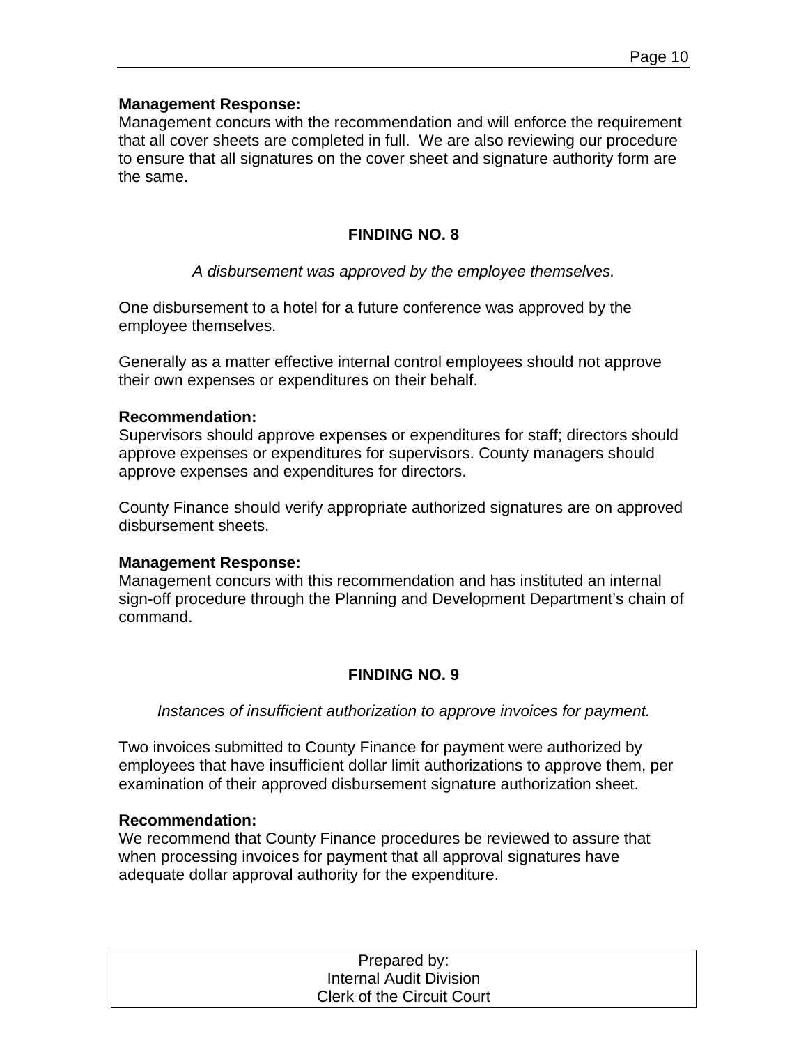**Management Response:**
Management concurs with the recommendation and will enforce the requirement that all cover sheets are completed in full. We are also reviewing our procedure to ensure that all signatures on the cover sheet and signature authority form are the same.

## FINDING NO. 8

*A disbursement was approved by the employee themselves.*

One disbursement to a hotel for a future conference was approved by the employee themselves.

Generally as a matter effective internal control employees should not approve their own expenses or expenditures on their behalf.

**Recommendation:**
Supervisors should approve expenses or expenditures for staff; directors should approve expenses or expenditures for supervisors. County managers should approve expenses and expenditures for directors.

County Finance should verify appropriate authorized signatures are on approved disbursement sheets.

**Management Response:**
Management concurs with this recommendation and has instituted an internal sign-off procedure through the Planning and Development Department's chain of command.

## FINDING NO. 9

*Instances of insufficient authorization to approve invoices for payment.*

Two invoices submitted to County Finance for payment were authorized by employees that have insufficient dollar limit authorizations to approve them, per examination of their approved disbursement signature authorization sheet.

**Recommendation:**
We recommend that County Finance procedures be reviewed to assure that when processing invoices for payment that all approval signatures have adequate dollar approval authority for the expenditure.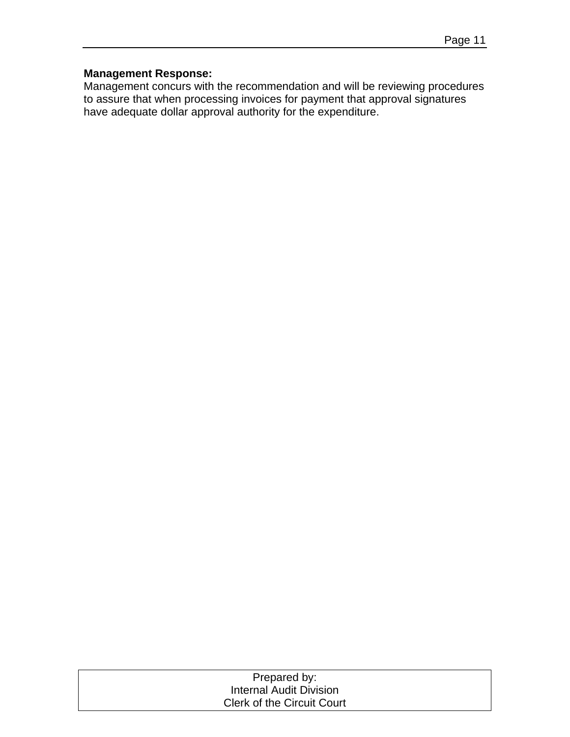**Management Response:**
Management concurs with the recommendation and will be reviewing procedures to assure that when processing invoices for payment that approval signatures have adequate dollar approval authority for the expenditure.

Prepared by:
Internal Audit Division
Clerk of the Circuit Court